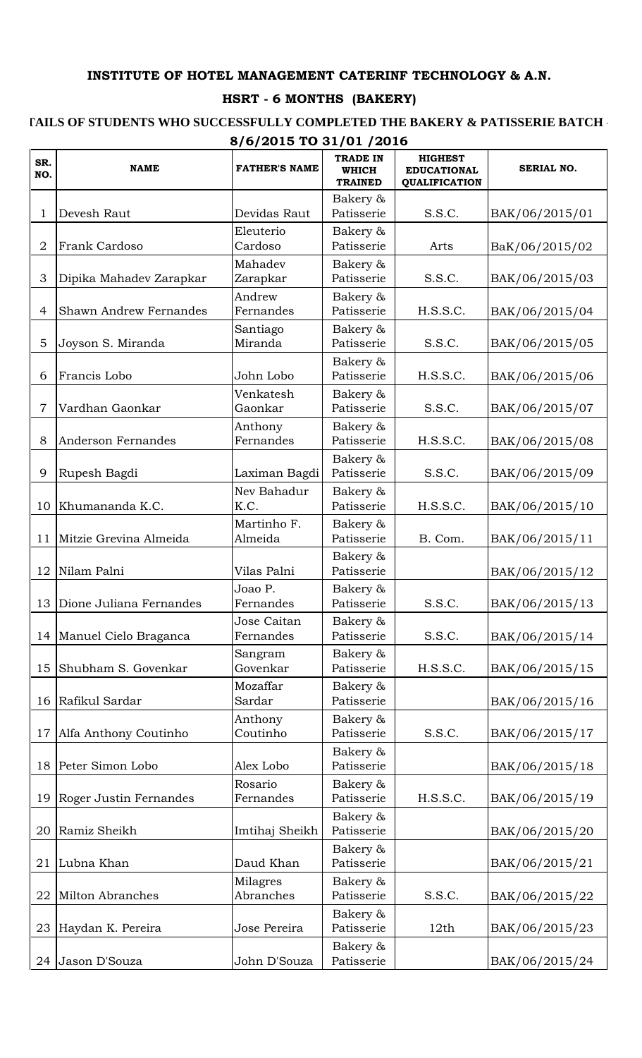**INSTITUTE OF HOTEL MANAGEMENT CATERINF TECHNOLOGY & A.N.**

**HSRT - 6 MONTHS (BAKERY)**

**TAILS OF STUDENTS WHO SUCCESSFULLY COMPLETED THE BAKERY & PATISSERIE BATCH**

**8/6/2015 TO 31/01 /2016**

| SR. NO. | NAME | FATHER'S NAME | TRADE IN WHICH TRAINED | HIGHEST EDUCATIONAL QUALIFICATION | SERIAL NO. |
|---|---|---|---|---|---|
| 1 | Devesh Raut | Devidas Raut | Bakery & Patisserie | S.S.C. | BAK/06/2015/01 |
| 2 | Frank Cardoso | Eleuterio Cardoso | Bakery & Patisserie | Arts | BaK/06/2015/02 |
| 3 | Dipika Mahadev Zarapkar | Mahadev Zarapkar | Bakery & Patisserie | S.S.C. | BAK/06/2015/03 |
| 4 | Shawn Andrew Fernandes | Andrew Fernandes | Bakery & Patisserie | H.S.S.C. | BAK/06/2015/04 |
| 5 | Joyson S. Miranda | Santiago Miranda | Bakery & Patisserie | S.S.C. | BAK/06/2015/05 |
| 6 | Francis Lobo | John Lobo | Bakery & Patisserie | H.S.S.C. | BAK/06/2015/06 |
| 7 | Vardhan Gaonkar | Venkatesh Gaonkar | Bakery & Patisserie | S.S.C. | BAK/06/2015/07 |
| 8 | Anderson Fernandes | Anthony Fernandes | Bakery & Patisserie | H.S.S.C. | BAK/06/2015/08 |
| 9 | Rupesh Bagdi | Laximan Bagdi | Bakery & Patisserie | S.S.C. | BAK/06/2015/09 |
| 10 | Khumananda K.C. | Nev Bahadur K.C. | Bakery & Patisserie | H.S.S.C. | BAK/06/2015/10 |
| 11 | Mitzie Grevina Almeida | Martinho F. Almeida | Bakery & Patisserie | B. Com. | BAK/06/2015/11 |
| 12 | Nilam Palni | Vilas Palni | Bakery & Patisserie | | BAK/06/2015/12 |
| 13 | Dione Juliana Fernandes | Joao P. Fernandes | Bakery & Patisserie | S.S.C. | BAK/06/2015/13 |
| 14 | Manuel Cielo Braganca | Jose Caitan Fernandes | Bakery & Patisserie | S.S.C. | BAK/06/2015/14 |
| 15 | Shubham S. Govenkar | Sangram Govenkar | Bakery & Patisserie | H.S.S.C. | BAK/06/2015/15 |
| 16 | Rafikul Sardar | Mozaffar Sardar | Bakery & Patisserie | | BAK/06/2015/16 |
| 17 | Alfa Anthony Coutinho | Anthony Coutinho | Bakery & Patisserie | S.S.C. | BAK/06/2015/17 |
| 18 | Peter Simon Lobo | Alex Lobo | Bakery & Patisserie | | BAK/06/2015/18 |
| 19 | Roger Justin Fernandes | Rosario Fernandes | Bakery & Patisserie | H.S.S.C. | BAK/06/2015/19 |
| 20 | Ramiz Sheikh | Imtihaj Sheikh | Bakery & Patisserie | | BAK/06/2015/20 |
| 21 | Lubna Khan | Daud Khan | Bakery & Patisserie | | BAK/06/2015/21 |
| 22 | Milton Abranches | Milagres Abranches | Bakery & Patisserie | S.S.C. | BAK/06/2015/22 |
| 23 | Haydan K. Pereira | Jose Pereira | Bakery & Patisserie | 12th | BAK/06/2015/23 |
| 24 | Jason D'Souza | John D'Souza | Bakery & Patisserie | | BAK/06/2015/24 |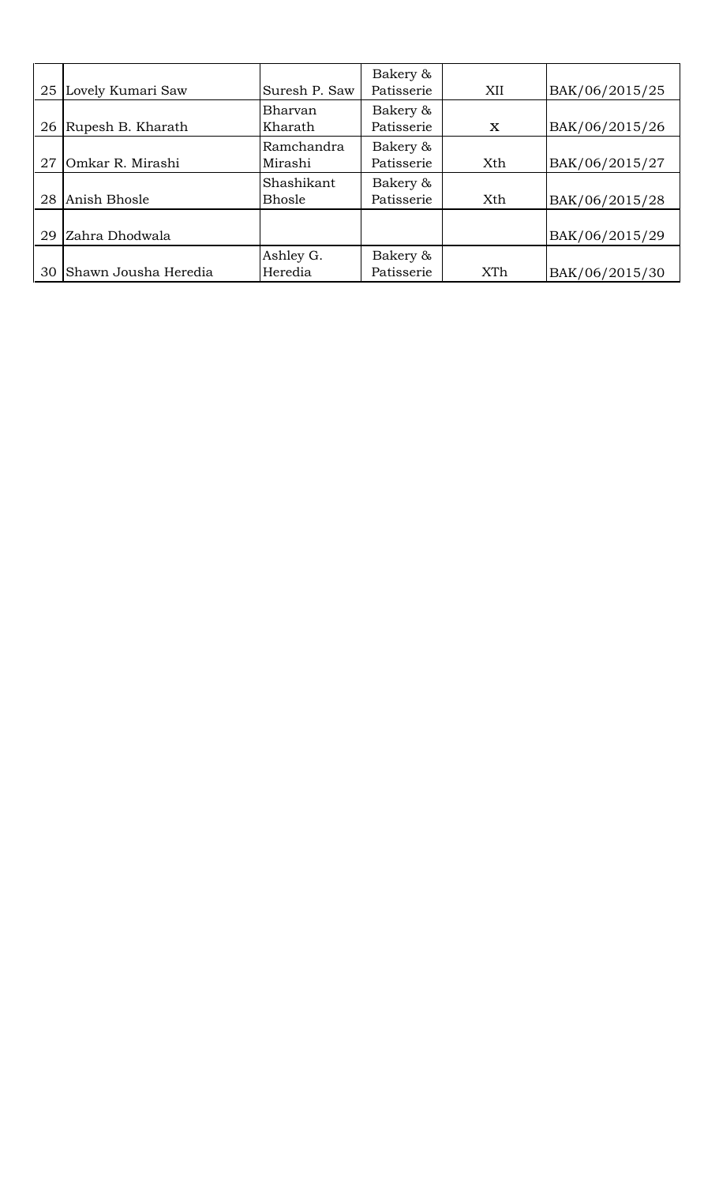| | | | | | |
|---|---|---|---|---|---|
| 25 | Lovely Kumari Saw | Suresh P. Saw | Bakery & Patisserie | XII | BAK/06/2015/25 |
| 26 | Rupesh B. Kharath | Bharvan Kharath | Bakery & Patisserie | X | BAK/06/2015/26 |
| 27 | Omkar R. Mirashi | Ramchandra Mirashi | Bakery & Patisserie | Xth | BAK/06/2015/27 |
| 28 | Anish Bhosle | Shashikant Bhosle | Bakery & Patisserie | Xth | BAK/06/2015/28 |
| 29 | Zahra Dhodwala | | | | BAK/06/2015/29 |
| 30 | Shawn Jousha Heredia | Ashley G. Heredia | Bakery & Patisserie | XTh | BAK/06/2015/30 |